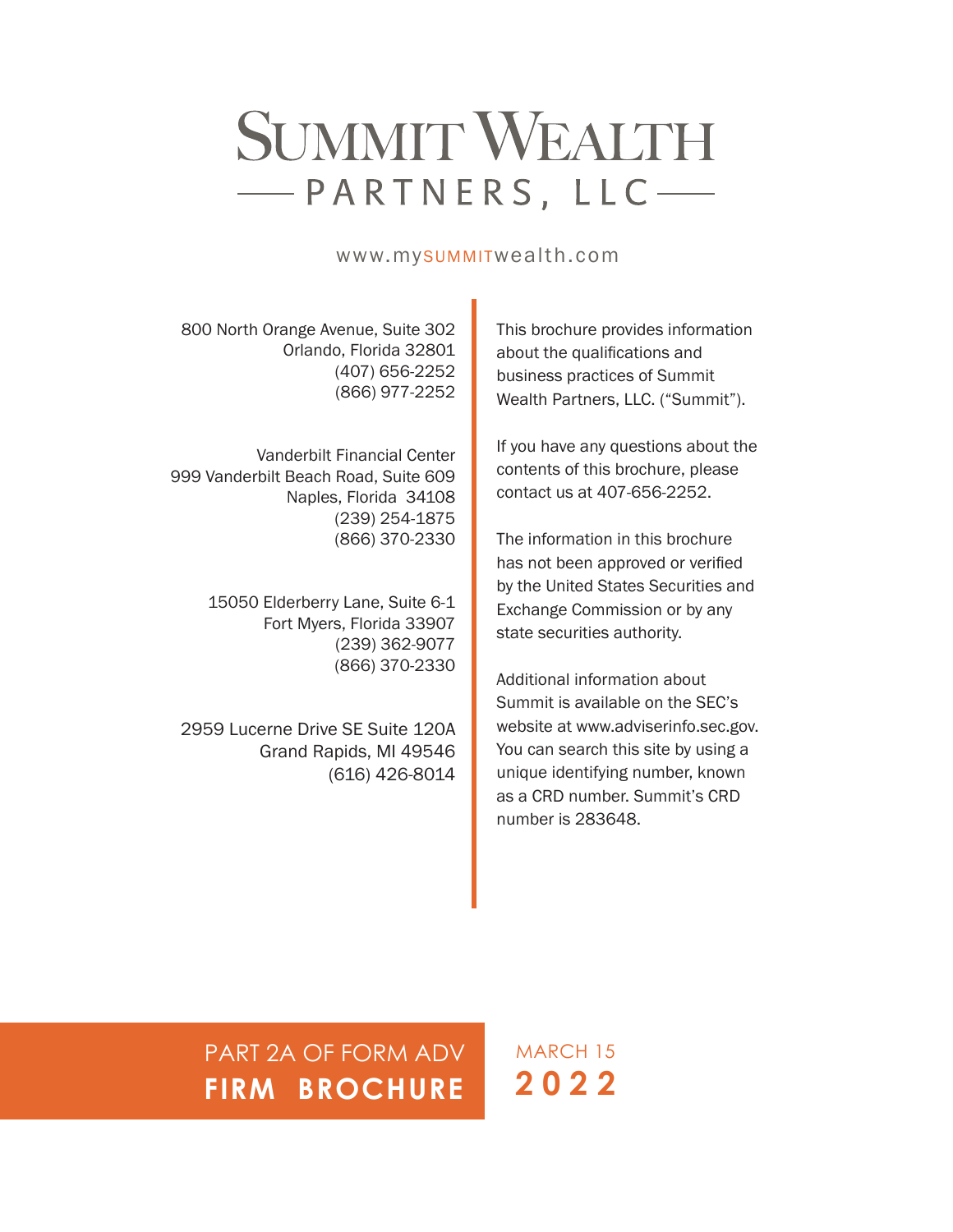# Summit Wealth

## — PARTNERS, LLC —

www.mysummitwealth.com

800 North Orange Avenue, Suite 302
Orlando, Florida 32801
(407) 656-2252
(866) 977-2252

Vanderbilt Financial Center
999 Vanderbilt Beach Road, Suite 609
Naples, Florida 34108
(239) 254-1875
(866) 370-2330

15050 Elderberry Lane, Suite 6-1
Fort Myers, Florida 33907
(239) 362-9077
(866) 370-2330

2959 Lucerne Drive SE Suite 120A
Grand Rapids, MI 49546
(616) 426-8014

This brochure provides information about the qualifications and business practices of Summit Wealth Partners, LLC. ("Summit").

If you have any questions about the contents of this brochure, please contact us at 407-656-2252.

The information in this brochure has not been approved or verified by the United States Securities and Exchange Commission or by any state securities authority.

Additional information about Summit is available on the SEC's website at www.adviserinfo.sec.gov. You can search this site by using a unique identifying number, known as a CRD number. Summit's CRD number is 283648.

PART 2A OF FORM ADV
**FIRM BROCHURE**

MARCH 15
**2022**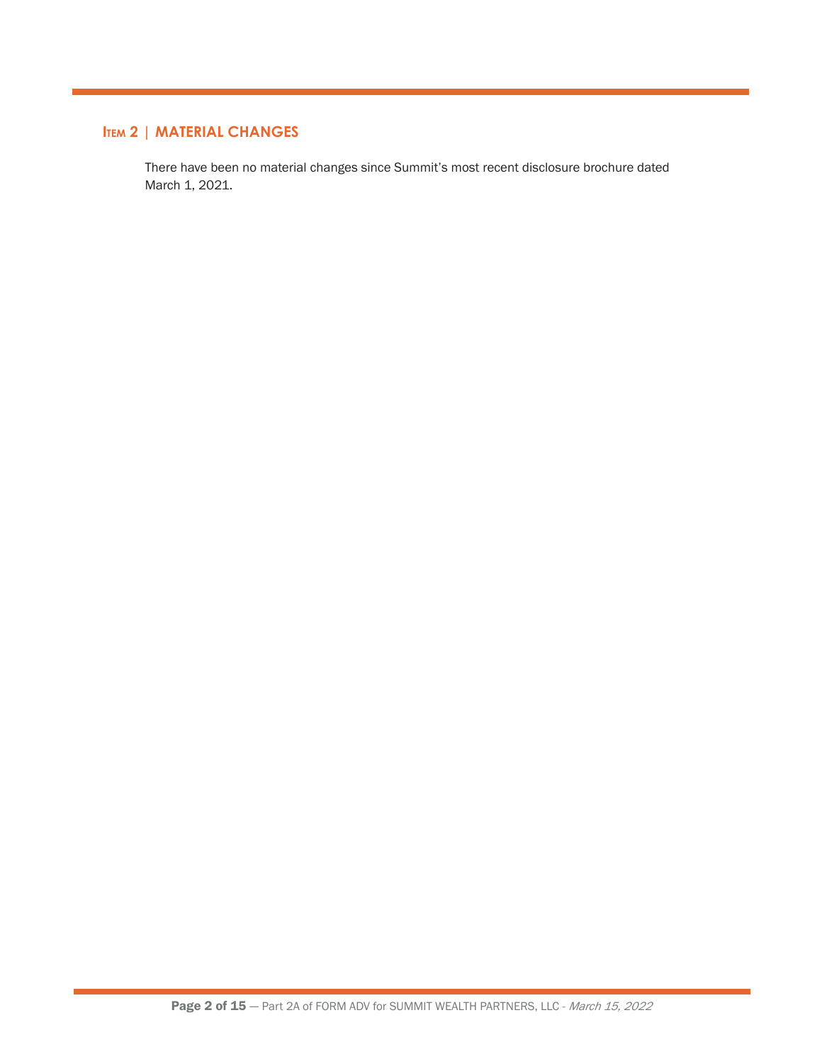## Item 2 | MATERIAL CHANGES

There have been no material changes since Summit's most recent disclosure brochure dated March 1, 2021.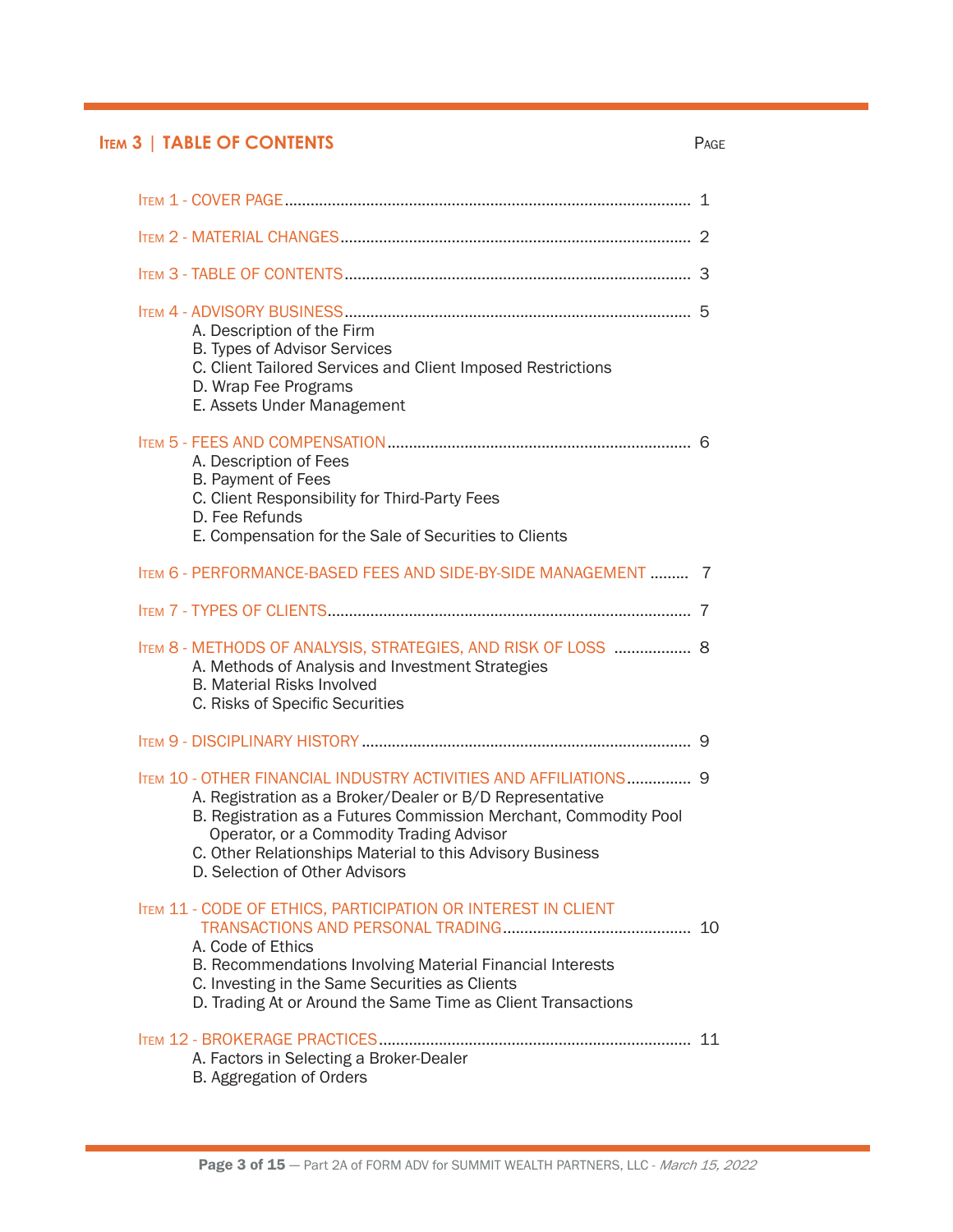## Item 3 | TABLE OF CONTENTS

| | Page |
|---|---|
| Item 1 - COVER PAGE | 1 |
| Item 2 - MATERIAL CHANGES | 2 |
| Item 3 - TABLE OF CONTENTS | 3 |
| Item 4 - ADVISORY BUSINESS<br>A. Description of the Firm<br>B. Types of Advisor Services<br>C. Client Tailored Services and Client Imposed Restrictions<br>D. Wrap Fee Programs<br>E. Assets Under Management | 5 |
| Item 5 - FEES AND COMPENSATION<br>A. Description of Fees<br>B. Payment of Fees<br>C. Client Responsibility for Third-Party Fees<br>D. Fee Refunds<br>E. Compensation for the Sale of Securities to Clients | 6 |
| Item 6 - PERFORMANCE-BASED FEES AND SIDE-BY-SIDE MANAGEMENT | 7 |
| Item 7 - TYPES OF CLIENTS | 7 |
| Item 8 - METHODS OF ANALYSIS, STRATEGIES, AND RISK OF LOSS<br>A. Methods of Analysis and Investment Strategies<br>B. Material Risks Involved<br>C. Risks of Specific Securities | 8 |
| Item 9 - DISCIPLINARY HISTORY | 9 |
| Item 10 - OTHER FINANCIAL INDUSTRY ACTIVITIES AND AFFILIATIONS<br>A. Registration as a Broker/Dealer or B/D Representative<br>B. Registration as a Futures Commission Merchant, Commodity Pool Operator, or a Commodity Trading Advisor<br>C. Other Relationships Material to this Advisory Business<br>D. Selection of Other Advisors | 9 |
| Item 11 - CODE OF ETHICS, PARTICIPATION OR INTEREST IN CLIENT TRANSACTIONS AND PERSONAL TRADING<br>A. Code of Ethics<br>B. Recommendations Involving Material Financial Interests<br>C. Investing in the Same Securities as Clients<br>D. Trading At or Around the Same Time as Client Transactions | 10 |
| Item 12 - BROKERAGE PRACTICES<br>A. Factors in Selecting a Broker-Dealer<br>B. Aggregation of Orders | 11 |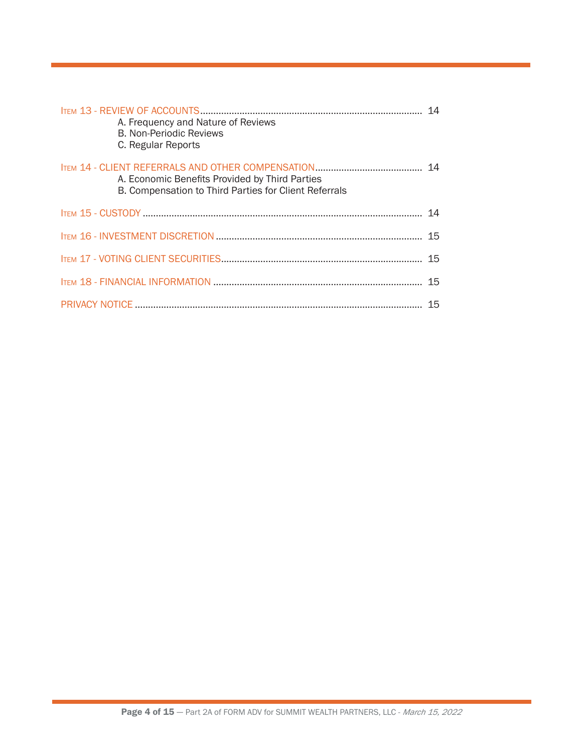ITEM 13 - REVIEW OF ACCOUNTS ..................................................................................... 14
- A. Frequency and Nature of Reviews
- B. Non-Periodic Reviews
- C. Regular Reports

ITEM 14 - CLIENT REFERRALS AND OTHER COMPENSATION ......................................... 14
- A. Economic Benefits Provided by Third Parties
- B. Compensation to Third Parties for Client Referrals

ITEM 15 - CUSTODY ........................................................................................................... 14

ITEM 16 - INVESTMENT DISCRETION ............................................................................... 15

ITEM 17 - VOTING CLIENT SECURITIES ............................................................................ 15

ITEM 18 - FINANCIAL INFORMATION ............................................................................... 15

PRIVACY NOTICE ............................................................................................................. 15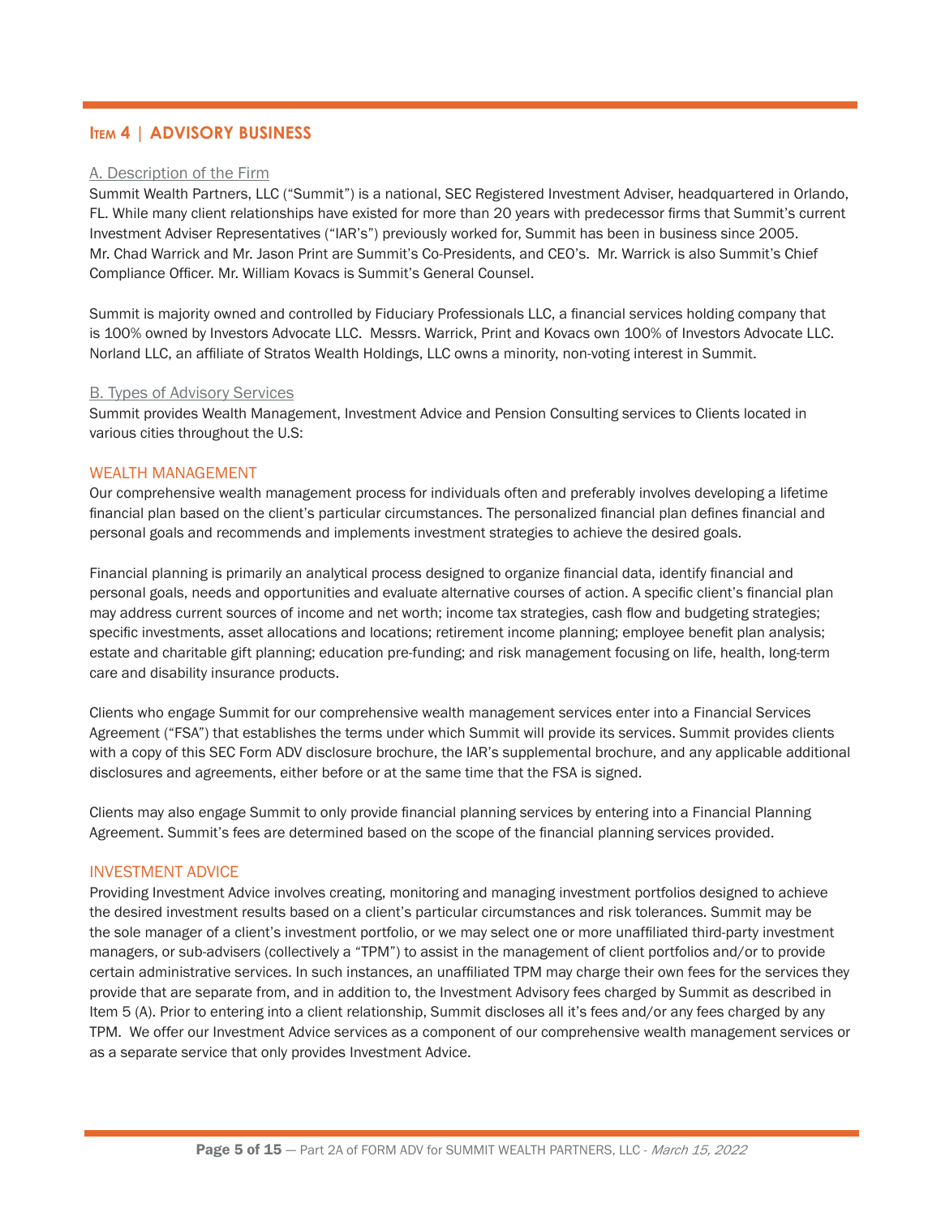## Item 4 | ADVISORY BUSINESS

### A. Description of the Firm

Summit Wealth Partners, LLC ("Summit") is a national, SEC Registered Investment Adviser, headquartered in Orlando, FL. While many client relationships have existed for more than 20 years with predecessor firms that Summit's current Investment Adviser Representatives ("IAR's") previously worked for, Summit has been in business since 2005. Mr. Chad Warrick and Mr. Jason Print are Summit's Co-Presidents, and CEO's. Mr. Warrick is also Summit's Chief Compliance Officer. Mr. William Kovacs is Summit's General Counsel.

Summit is majority owned and controlled by Fiduciary Professionals LLC, a financial services holding company that is 100% owned by Investors Advocate LLC. Messrs. Warrick, Print and Kovacs own 100% of Investors Advocate LLC. Norland LLC, an affiliate of Stratos Wealth Holdings, LLC owns a minority, non-voting interest in Summit.

### B. Types of Advisory Services

Summit provides Wealth Management, Investment Advice and Pension Consulting services to Clients located in various cities throughout the U.S:

#### WEALTH MANAGEMENT

Our comprehensive wealth management process for individuals often and preferably involves developing a lifetime financial plan based on the client's particular circumstances. The personalized financial plan defines financial and personal goals and recommends and implements investment strategies to achieve the desired goals.

Financial planning is primarily an analytical process designed to organize financial data, identify financial and personal goals, needs and opportunities and evaluate alternative courses of action. A specific client's financial plan may address current sources of income and net worth; income tax strategies, cash flow and budgeting strategies; specific investments, asset allocations and locations; retirement income planning; employee benefit plan analysis; estate and charitable gift planning; education pre-funding; and risk management focusing on life, health, long-term care and disability insurance products.

Clients who engage Summit for our comprehensive wealth management services enter into a Financial Services Agreement ("FSA") that establishes the terms under which Summit will provide its services. Summit provides clients with a copy of this SEC Form ADV disclosure brochure, the IAR's supplemental brochure, and any applicable additional disclosures and agreements, either before or at the same time that the FSA is signed.

Clients may also engage Summit to only provide financial planning services by entering into a Financial Planning Agreement. Summit's fees are determined based on the scope of the financial planning services provided.

#### INVESTMENT ADVICE

Providing Investment Advice involves creating, monitoring and managing investment portfolios designed to achieve the desired investment results based on a client's particular circumstances and risk tolerances. Summit may be the sole manager of a client's investment portfolio, or we may select one or more unaffiliated third-party investment managers, or sub-advisers (collectively a "TPM") to assist in the management of client portfolios and/or to provide certain administrative services. In such instances, an unaffiliated TPM may charge their own fees for the services they provide that are separate from, and in addition to, the Investment Advisory fees charged by Summit as described in Item 5 (A). Prior to entering into a client relationship, Summit discloses all it's fees and/or any fees charged by any TPM. We offer our Investment Advice services as a component of our comprehensive wealth management services or as a separate service that only provides Investment Advice.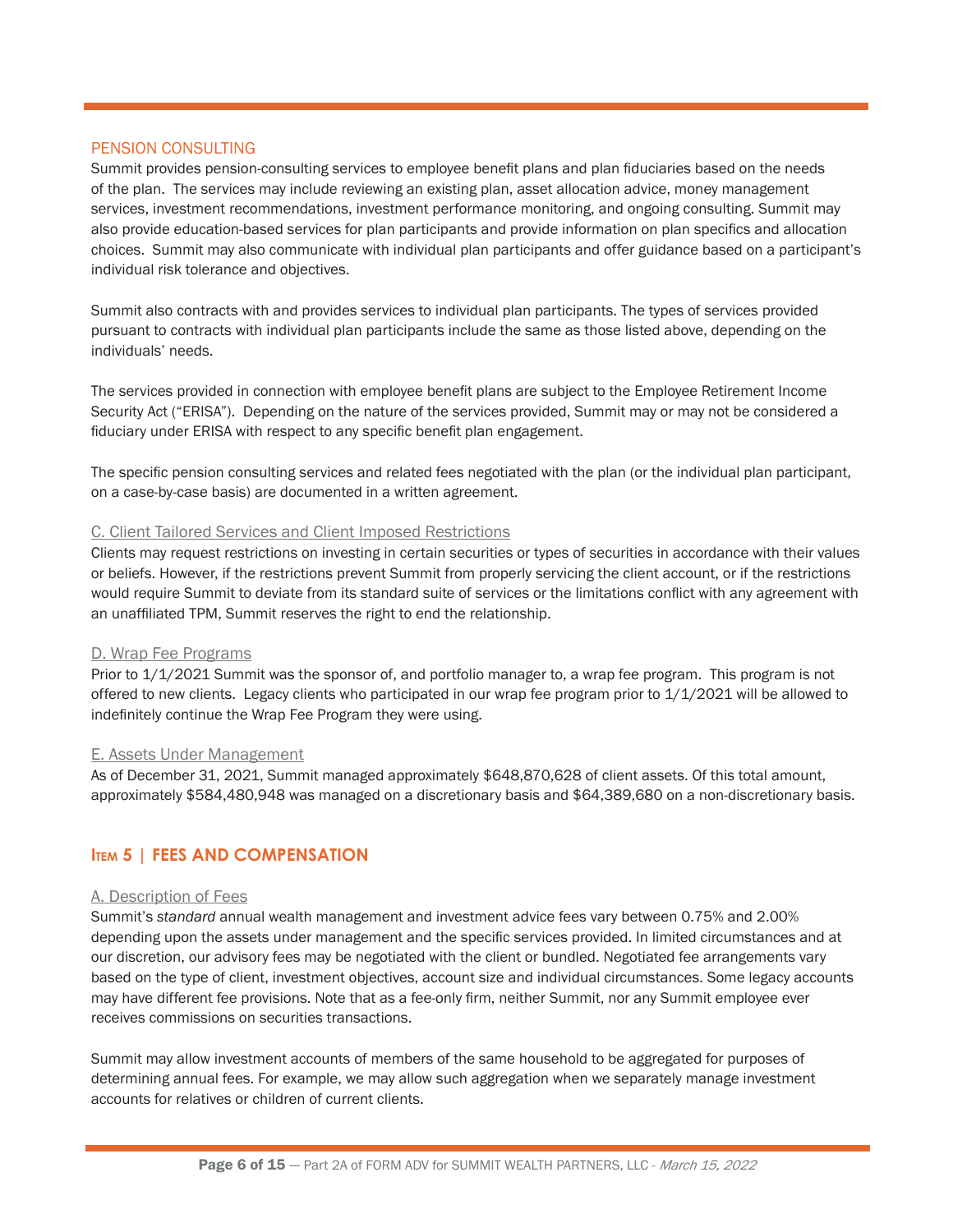### PENSION CONSULTING

Summit provides pension-consulting services to employee benefit plans and plan fiduciaries based on the needs of the plan. The services may include reviewing an existing plan, asset allocation advice, money management services, investment recommendations, investment performance monitoring, and ongoing consulting. Summit may also provide education-based services for plan participants and provide information on plan specifics and allocation choices. Summit may also communicate with individual plan participants and offer guidance based on a participant's individual risk tolerance and objectives.

Summit also contracts with and provides services to individual plan participants. The types of services provided pursuant to contracts with individual plan participants include the same as those listed above, depending on the individuals' needs.

The services provided in connection with employee benefit plans are subject to the Employee Retirement Income Security Act ("ERISA"). Depending on the nature of the services provided, Summit may or may not be considered a fiduciary under ERISA with respect to any specific benefit plan engagement.

The specific pension consulting services and related fees negotiated with the plan (or the individual plan participant, on a case-by-case basis) are documented in a written agreement.

### C. Client Tailored Services and Client Imposed Restrictions

Clients may request restrictions on investing in certain securities or types of securities in accordance with their values or beliefs. However, if the restrictions prevent Summit from properly servicing the client account, or if the restrictions would require Summit to deviate from its standard suite of services or the limitations conflict with any agreement with an unaffiliated TPM, Summit reserves the right to end the relationship.

### D. Wrap Fee Programs

Prior to 1/1/2021 Summit was the sponsor of, and portfolio manager to, a wrap fee program. This program is not offered to new clients. Legacy clients who participated in our wrap fee program prior to 1/1/2021 will be allowed to indefinitely continue the Wrap Fee Program they were using.

### E. Assets Under Management

As of December 31, 2021, Summit managed approximately $648,870,628 of client assets. Of this total amount, approximately $584,480,948 was managed on a discretionary basis and $64,389,680 on a non-discretionary basis.

## ITEM 5 | FEES AND COMPENSATION

### A. Description of Fees

Summit's *standard* annual wealth management and investment advice fees vary between 0.75% and 2.00% depending upon the assets under management and the specific services provided. In limited circumstances and at our discretion, our advisory fees may be negotiated with the client or bundled. Negotiated fee arrangements vary based on the type of client, investment objectives, account size and individual circumstances. Some legacy accounts may have different fee provisions. Note that as a fee-only firm, neither Summit, nor any Summit employee ever receives commissions on securities transactions.

Summit may allow investment accounts of members of the same household to be aggregated for purposes of determining annual fees. For example, we may allow such aggregation when we separately manage investment accounts for relatives or children of current clients.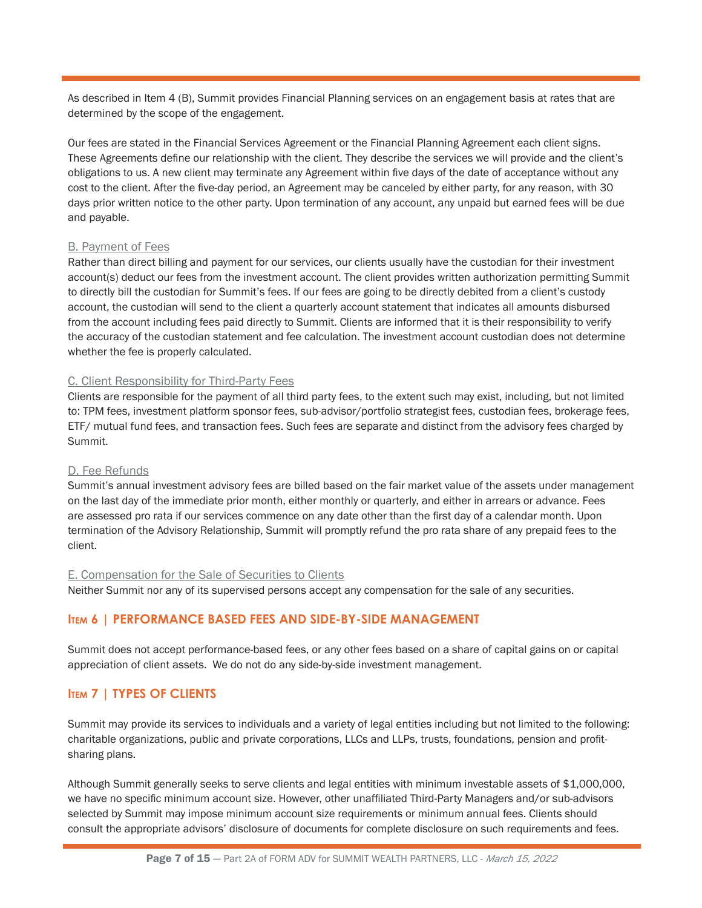As described in Item 4 (B), Summit provides Financial Planning services on an engagement basis at rates that are determined by the scope of the engagement.

Our fees are stated in the Financial Services Agreement or the Financial Planning Agreement each client signs. These Agreements define our relationship with the client. They describe the services we will provide and the client's obligations to us. A new client may terminate any Agreement within five days of the date of acceptance without any cost to the client. After the five-day period, an Agreement may be canceled by either party, for any reason, with 30 days prior written notice to the other party. Upon termination of any account, any unpaid but earned fees will be due and payable.

### B. Payment of Fees

Rather than direct billing and payment for our services, our clients usually have the custodian for their investment account(s) deduct our fees from the investment account. The client provides written authorization permitting Summit to directly bill the custodian for Summit's fees. If our fees are going to be directly debited from a client's custody account, the custodian will send to the client a quarterly account statement that indicates all amounts disbursed from the account including fees paid directly to Summit. Clients are informed that it is their responsibility to verify the accuracy of the custodian statement and fee calculation. The investment account custodian does not determine whether the fee is properly calculated.

### C. Client Responsibility for Third-Party Fees

Clients are responsible for the payment of all third party fees, to the extent such may exist, including, but not limited to: TPM fees, investment platform sponsor fees, sub-advisor/portfolio strategist fees, custodian fees, brokerage fees, ETF/ mutual fund fees, and transaction fees. Such fees are separate and distinct from the advisory fees charged by Summit.

### D. Fee Refunds

Summit's annual investment advisory fees are billed based on the fair market value of the assets under management on the last day of the immediate prior month, either monthly or quarterly, and either in arrears or advance. Fees are assessed pro rata if our services commence on any date other than the first day of a calendar month. Upon termination of the Advisory Relationship, Summit will promptly refund the pro rata share of any prepaid fees to the client.

### E. Compensation for the Sale of Securities to Clients

Neither Summit nor any of its supervised persons accept any compensation for the sale of any securities.

## Item 6 | PERFORMANCE BASED FEES AND SIDE-BY-SIDE MANAGEMENT

Summit does not accept performance-based fees, or any other fees based on a share of capital gains on or capital appreciation of client assets. We do not do any side-by-side investment management.

## Item 7 | TYPES OF CLIENTS

Summit may provide its services to individuals and a variety of legal entities including but not limited to the following: charitable organizations, public and private corporations, LLCs and LLPs, trusts, foundations, pension and profit-sharing plans.

Although Summit generally seeks to serve clients and legal entities with minimum investable assets of $1,000,000, we have no specific minimum account size. However, other unaffiliated Third-Party Managers and/or sub-advisors selected by Summit may impose minimum account size requirements or minimum annual fees. Clients should consult the appropriate advisors' disclosure of documents for complete disclosure on such requirements and fees.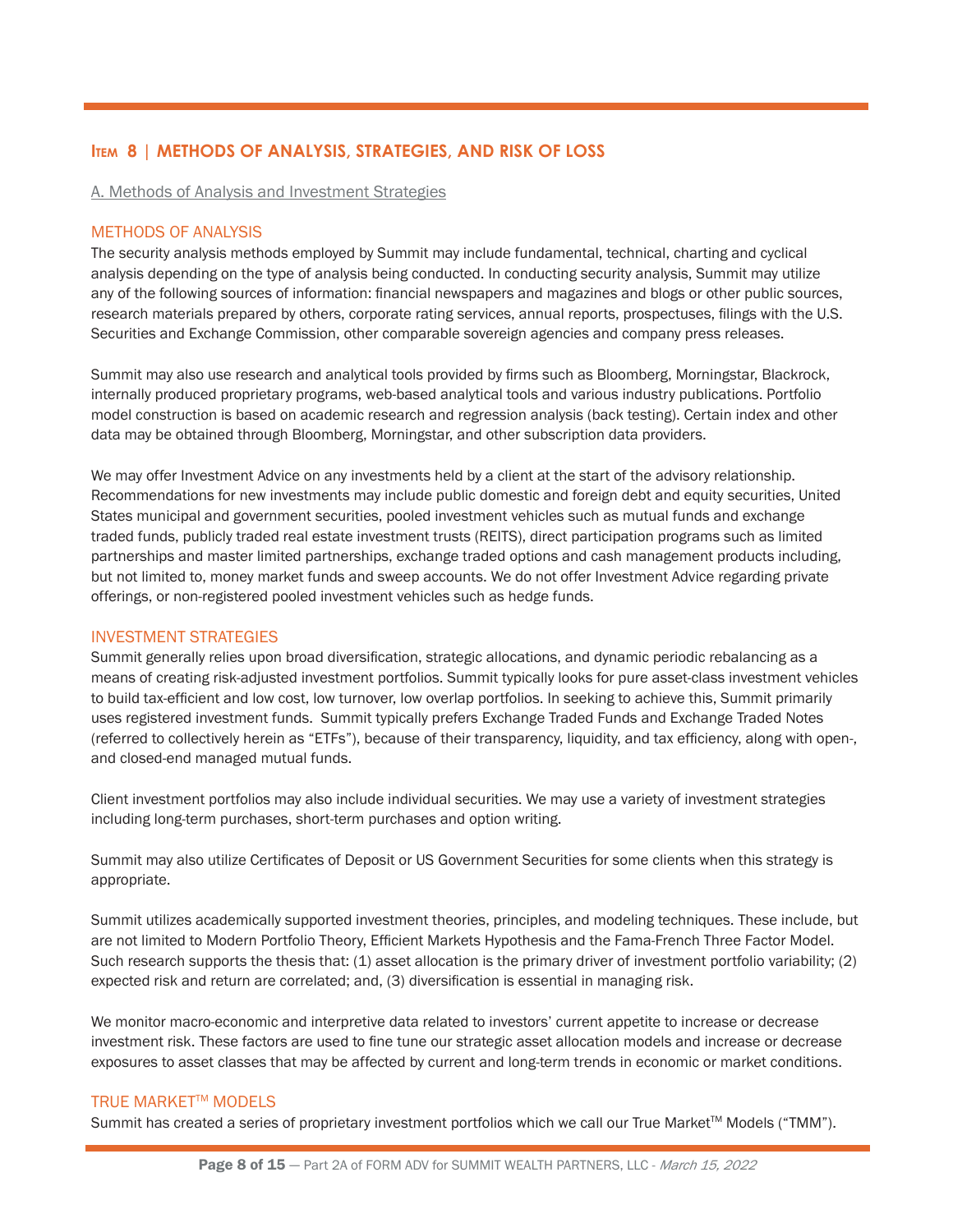## Item 8 | METHODS OF ANALYSIS, STRATEGIES, AND RISK OF LOSS

A. Methods of Analysis and Investment Strategies

### METHODS OF ANALYSIS

The security analysis methods employed by Summit may include fundamental, technical, charting and cyclical analysis depending on the type of analysis being conducted. In conducting security analysis, Summit may utilize any of the following sources of information: financial newspapers and magazines and blogs or other public sources, research materials prepared by others, corporate rating services, annual reports, prospectuses, filings with the U.S. Securities and Exchange Commission, other comparable sovereign agencies and company press releases.

Summit may also use research and analytical tools provided by firms such as Bloomberg, Morningstar, Blackrock, internally produced proprietary programs, web-based analytical tools and various industry publications. Portfolio model construction is based on academic research and regression analysis (back testing). Certain index and other data may be obtained through Bloomberg, Morningstar, and other subscription data providers.

We may offer Investment Advice on any investments held by a client at the start of the advisory relationship. Recommendations for new investments may include public domestic and foreign debt and equity securities, United States municipal and government securities, pooled investment vehicles such as mutual funds and exchange traded funds, publicly traded real estate investment trusts (REITS), direct participation programs such as limited partnerships and master limited partnerships, exchange traded options and cash management products including, but not limited to, money market funds and sweep accounts. We do not offer Investment Advice regarding private offerings, or non-registered pooled investment vehicles such as hedge funds.

### INVESTMENT STRATEGIES

Summit generally relies upon broad diversification, strategic allocations, and dynamic periodic rebalancing as a means of creating risk-adjusted investment portfolios. Summit typically looks for pure asset-class investment vehicles to build tax-efficient and low cost, low turnover, low overlap portfolios. In seeking to achieve this, Summit primarily uses registered investment funds. Summit typically prefers Exchange Traded Funds and Exchange Traded Notes (referred to collectively herein as "ETFs"), because of their transparency, liquidity, and tax efficiency, along with open-, and closed-end managed mutual funds.

Client investment portfolios may also include individual securities. We may use a variety of investment strategies including long-term purchases, short-term purchases and option writing.

Summit may also utilize Certificates of Deposit or US Government Securities for some clients when this strategy is appropriate.

Summit utilizes academically supported investment theories, principles, and modeling techniques. These include, but are not limited to Modern Portfolio Theory, Efficient Markets Hypothesis and the Fama-French Three Factor Model. Such research supports the thesis that: (1) asset allocation is the primary driver of investment portfolio variability; (2) expected risk and return are correlated; and, (3) diversification is essential in managing risk.

We monitor macro-economic and interpretive data related to investors' current appetite to increase or decrease investment risk. These factors are used to fine tune our strategic asset allocation models and increase or decrease exposures to asset classes that may be affected by current and long-term trends in economic or market conditions.

### TRUE MARKET™ MODELS

Summit has created a series of proprietary investment portfolios which we call our True Market™ Models ("TMM").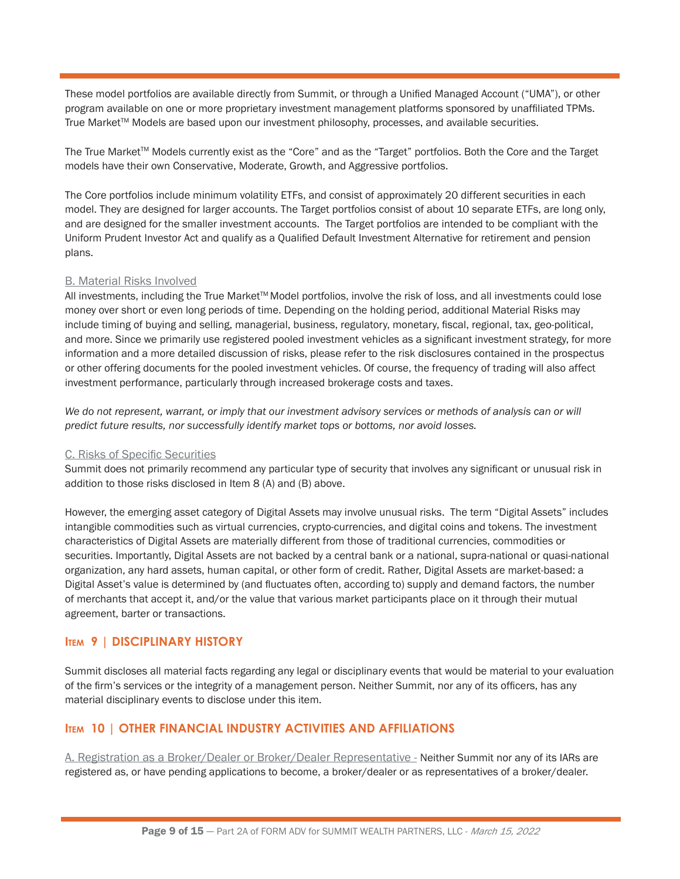These model portfolios are available directly from Summit, or through a Unified Managed Account ("UMA"), or other program available on one or more proprietary investment management platforms sponsored by unaffiliated TPMs. True Market™ Models are based upon our investment philosophy, processes, and available securities.

The True Market™ Models currently exist as the "Core" and as the "Target" portfolios. Both the Core and the Target models have their own Conservative, Moderate, Growth, and Aggressive portfolios.

The Core portfolios include minimum volatility ETFs, and consist of approximately 20 different securities in each model. They are designed for larger accounts. The Target portfolios consist of about 10 separate ETFs, are long only, and are designed for the smaller investment accounts. The Target portfolios are intended to be compliant with the Uniform Prudent Investor Act and qualify as a Qualified Default Investment Alternative for retirement and pension plans.

B. Material Risks Involved

All investments, including the True Market™ Model portfolios, involve the risk of loss, and all investments could lose money over short or even long periods of time. Depending on the holding period, additional Material Risks may include timing of buying and selling, managerial, business, regulatory, monetary, fiscal, regional, tax, geo-political, and more. Since we primarily use registered pooled investment vehicles as a significant investment strategy, for more information and a more detailed discussion of risks, please refer to the risk disclosures contained in the prospectus or other offering documents for the pooled investment vehicles. Of course, the frequency of trading will also affect investment performance, particularly through increased brokerage costs and taxes.

*We do not represent, warrant, or imply that our investment advisory services or methods of analysis can or will predict future results, nor successfully identify market tops or bottoms, nor avoid losses.*

C. Risks of Specific Securities

Summit does not primarily recommend any particular type of security that involves any significant or unusual risk in addition to those risks disclosed in Item 8 (A) and (B) above.

However, the emerging asset category of Digital Assets may involve unusual risks. The term "Digital Assets" includes intangible commodities such as virtual currencies, crypto-currencies, and digital coins and tokens. The investment characteristics of Digital Assets are materially different from those of traditional currencies, commodities or securities. Importantly, Digital Assets are not backed by a central bank or a national, supra-national or quasi-national organization, any hard assets, human capital, or other form of credit. Rather, Digital Assets are market-based: a Digital Asset's value is determined by (and fluctuates often, according to) supply and demand factors, the number of merchants that accept it, and/or the value that various market participants place on it through their mutual agreement, barter or transactions.

## Item 9 | DISCIPLINARY HISTORY

Summit discloses all material facts regarding any legal or disciplinary events that would be material to your evaluation of the firm's services or the integrity of a management person. Neither Summit, nor any of its officers, has any material disciplinary events to disclose under this item.

## Item 10 | OTHER FINANCIAL INDUSTRY ACTIVITIES AND AFFILIATIONS

A. Registration as a Broker/Dealer or Broker/Dealer Representative - Neither Summit nor any of its IARs are registered as, or have pending applications to become, a broker/dealer or as representatives of a broker/dealer.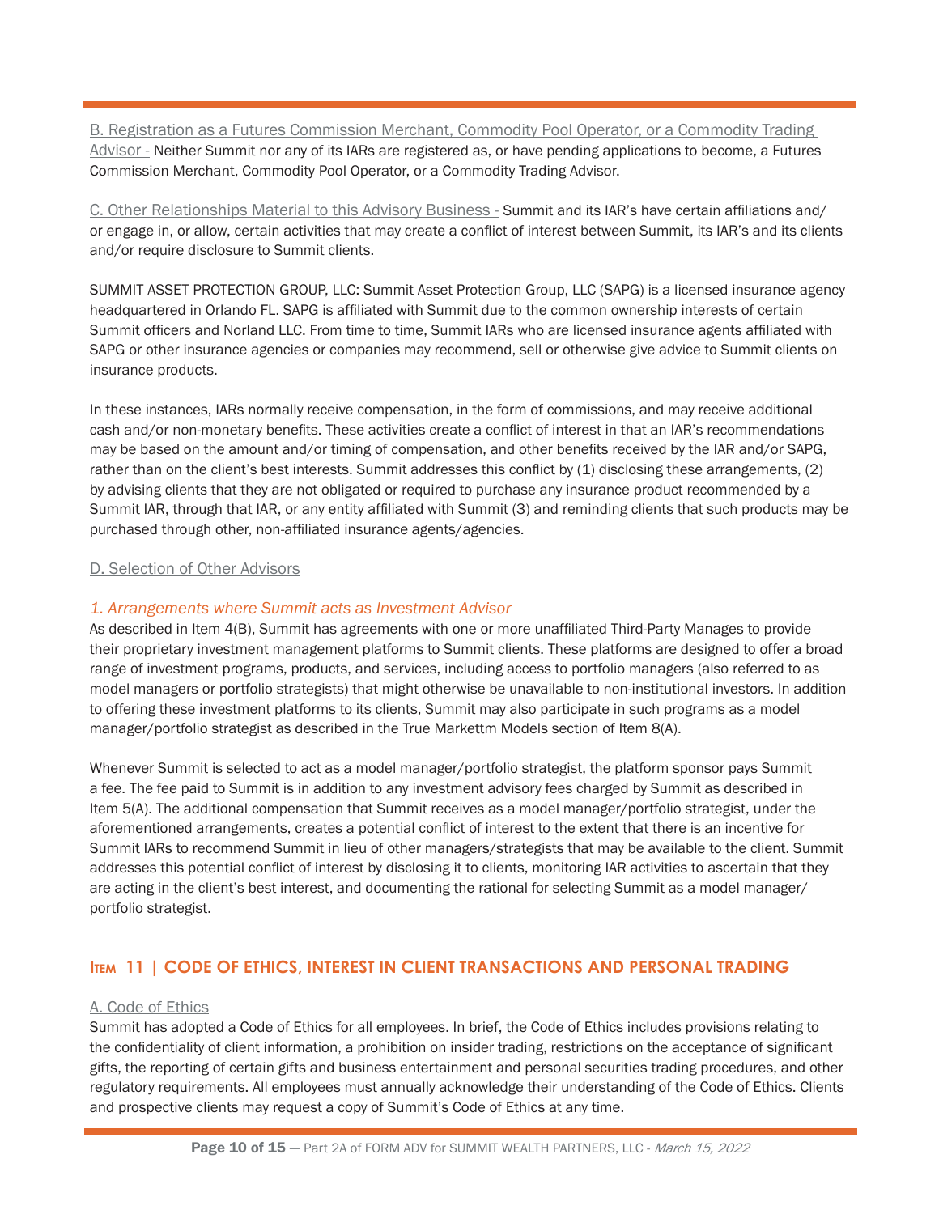B. Registration as a Futures Commission Merchant, Commodity Pool Operator, or a Commodity Trading Advisor - Neither Summit nor any of its IARs are registered as, or have pending applications to become, a Futures Commission Merchant, Commodity Pool Operator, or a Commodity Trading Advisor.

C. Other Relationships Material to this Advisory Business - Summit and its IAR's have certain affiliations and/or engage in, or allow, certain activities that may create a conflict of interest between Summit, its IAR's and its clients and/or require disclosure to Summit clients.

SUMMIT ASSET PROTECTION GROUP, LLC: Summit Asset Protection Group, LLC (SAPG) is a licensed insurance agency headquartered in Orlando FL. SAPG is affiliated with Summit due to the common ownership interests of certain Summit officers and Norland LLC. From time to time, Summit IARs who are licensed insurance agents affiliated with SAPG or other insurance agencies or companies may recommend, sell or otherwise give advice to Summit clients on insurance products.

In these instances, IARs normally receive compensation, in the form of commissions, and may receive additional cash and/or non-monetary benefits. These activities create a conflict of interest in that an IAR's recommendations may be based on the amount and/or timing of compensation, and other benefits received by the IAR and/or SAPG, rather than on the client's best interests. Summit addresses this conflict by (1) disclosing these arrangements, (2) by advising clients that they are not obligated or required to purchase any insurance product recommended by a Summit IAR, through that IAR, or any entity affiliated with Summit (3) and reminding clients that such products may be purchased through other, non-affiliated insurance agents/agencies.

D. Selection of Other Advisors

*1. Arrangements where Summit acts as Investment Advisor*

As described in Item 4(B), Summit has agreements with one or more unaffiliated Third-Party Manages to provide their proprietary investment management platforms to Summit clients. These platforms are designed to offer a broad range of investment programs, products, and services, including access to portfolio managers (also referred to as model managers or portfolio strategists) that might otherwise be unavailable to non-institutional investors. In addition to offering these investment platforms to its clients, Summit may also participate in such programs as a model manager/portfolio strategist as described in the True Markettm Models section of Item 8(A).

Whenever Summit is selected to act as a model manager/portfolio strategist, the platform sponsor pays Summit a fee. The fee paid to Summit is in addition to any investment advisory fees charged by Summit as described in Item 5(A). The additional compensation that Summit receives as a model manager/portfolio strategist, under the aforementioned arrangements, creates a potential conflict of interest to the extent that there is an incentive for Summit IARs to recommend Summit in lieu of other managers/strategists that may be available to the client. Summit addresses this potential conflict of interest by disclosing it to clients, monitoring IAR activities to ascertain that they are acting in the client's best interest, and documenting the rational for selecting Summit as a model manager/portfolio strategist.

## Item 11 | CODE OF ETHICS, INTEREST IN CLIENT TRANSACTIONS AND PERSONAL TRADING

A. Code of Ethics

Summit has adopted a Code of Ethics for all employees. In brief, the Code of Ethics includes provisions relating to the confidentiality of client information, a prohibition on insider trading, restrictions on the acceptance of significant gifts, the reporting of certain gifts and business entertainment and personal securities trading procedures, and other regulatory requirements. All employees must annually acknowledge their understanding of the Code of Ethics. Clients and prospective clients may request a copy of Summit's Code of Ethics at any time.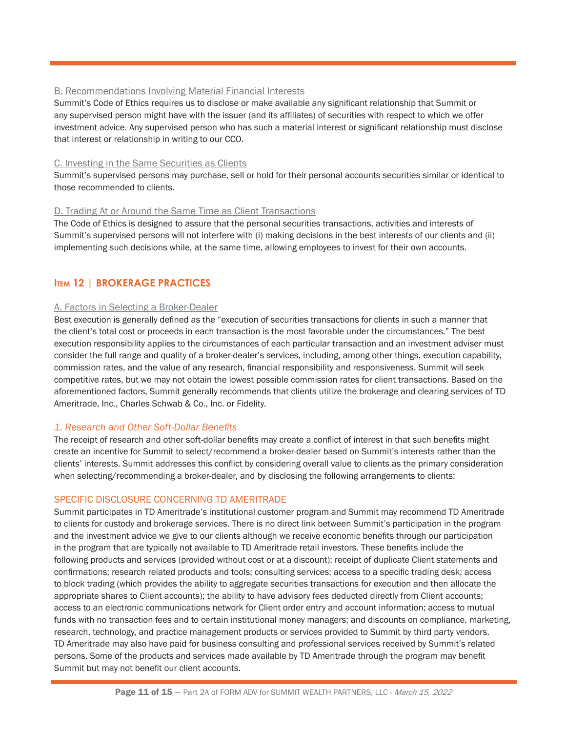### B. Recommendations Involving Material Financial Interests

Summit's Code of Ethics requires us to disclose or make available any significant relationship that Summit or any supervised person might have with the issuer (and its affiliates) of securities with respect to which we offer investment advice. Any supervised person who has such a material interest or significant relationship must disclose that interest or relationship in writing to our CCO.

### C. Investing in the Same Securities as Clients

Summit's supervised persons may purchase, sell or hold for their personal accounts securities similar or identical to those recommended to clients.

### D. Trading At or Around the Same Time as Client Transactions

The Code of Ethics is designed to assure that the personal securities transactions, activities and interests of Summit's supervised persons will not interfere with (i) making decisions in the best interests of our clients and (ii) implementing such decisions while, at the same time, allowing employees to invest for their own accounts.

## Item 12 | BROKERAGE PRACTICES

### A. Factors in Selecting a Broker-Dealer

Best execution is generally defined as the "execution of securities transactions for clients in such a manner that the client's total cost or proceeds in each transaction is the most favorable under the circumstances." The best execution responsibility applies to the circumstances of each particular transaction and an investment adviser must consider the full range and quality of a broker-dealer's services, including, among other things, execution capability, commission rates, and the value of any research, financial responsibility and responsiveness. Summit will seek competitive rates, but we may not obtain the lowest possible commission rates for client transactions. Based on the aforementioned factors, Summit generally recommends that clients utilize the brokerage and clearing services of TD Ameritrade, Inc., Charles Schwab & Co., Inc. or Fidelity.

#### *1. Research and Other Soft-Dollar Benefits*

The receipt of research and other soft-dollar benefits may create a conflict of interest in that such benefits might create an incentive for Summit to select/recommend a broker-dealer based on Summit's interests rather than the clients' interests. Summit addresses this conflict by considering overall value to clients as the primary consideration when selecting/recommending a broker-dealer, and by disclosing the following arrangements to clients:

#### SPECIFIC DISCLOSURE CONCERNING TD AMERITRADE

Summit participates in TD Ameritrade's institutional customer program and Summit may recommend TD Ameritrade to clients for custody and brokerage services. There is no direct link between Summit's participation in the program and the investment advice we give to our clients although we receive economic benefits through our participation in the program that are typically not available to TD Ameritrade retail investors. These benefits include the following products and services (provided without cost or at a discount): receipt of duplicate Client statements and confirmations; research related products and tools; consulting services; access to a specific trading desk; access to block trading (which provides the ability to aggregate securities transactions for execution and then allocate the appropriate shares to Client accounts); the ability to have advisory fees deducted directly from Client accounts; access to an electronic communications network for Client order entry and account information; access to mutual funds with no transaction fees and to certain institutional money managers; and discounts on compliance, marketing, research, technology, and practice management products or services provided to Summit by third party vendors. TD Ameritrade may also have paid for business consulting and professional services received by Summit's related persons. Some of the products and services made available by TD Ameritrade through the program may benefit Summit but may not benefit our client accounts.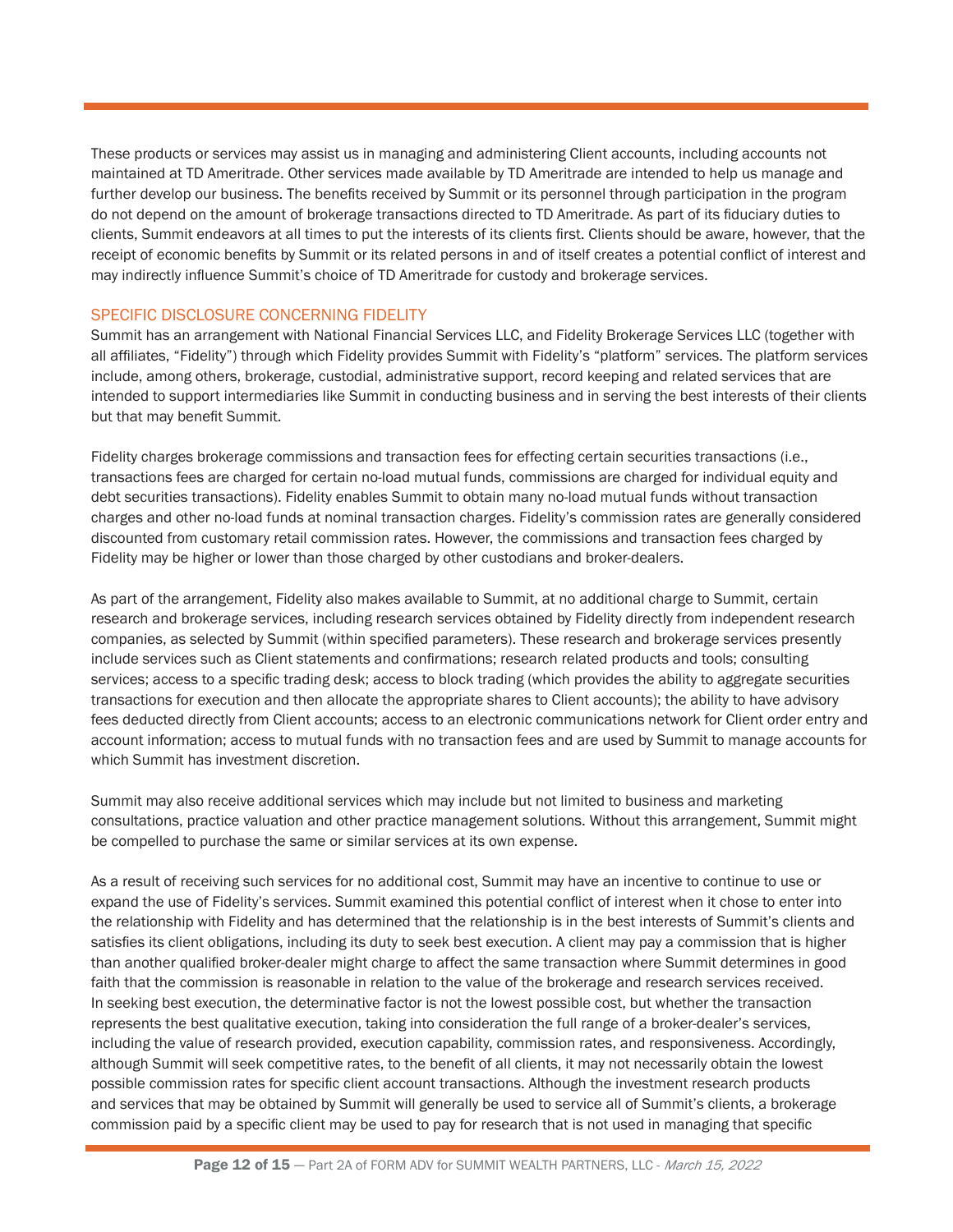These products or services may assist us in managing and administering Client accounts, including accounts not maintained at TD Ameritrade. Other services made available by TD Ameritrade are intended to help us manage and further develop our business. The benefits received by Summit or its personnel through participation in the program do not depend on the amount of brokerage transactions directed to TD Ameritrade. As part of its fiduciary duties to clients, Summit endeavors at all times to put the interests of its clients first. Clients should be aware, however, that the receipt of economic benefits by Summit or its related persons in and of itself creates a potential conflict of interest and may indirectly influence Summit's choice of TD Ameritrade for custody and brokerage services.

## SPECIFIC DISCLOSURE CONCERNING FIDELITY

Summit has an arrangement with National Financial Services LLC, and Fidelity Brokerage Services LLC (together with all affiliates, "Fidelity") through which Fidelity provides Summit with Fidelity's "platform" services. The platform services include, among others, brokerage, custodial, administrative support, record keeping and related services that are intended to support intermediaries like Summit in conducting business and in serving the best interests of their clients but that may benefit Summit.

Fidelity charges brokerage commissions and transaction fees for effecting certain securities transactions (i.e., transactions fees are charged for certain no-load mutual funds, commissions are charged for individual equity and debt securities transactions). Fidelity enables Summit to obtain many no-load mutual funds without transaction charges and other no-load funds at nominal transaction charges. Fidelity's commission rates are generally considered discounted from customary retail commission rates. However, the commissions and transaction fees charged by Fidelity may be higher or lower than those charged by other custodians and broker-dealers.

As part of the arrangement, Fidelity also makes available to Summit, at no additional charge to Summit, certain research and brokerage services, including research services obtained by Fidelity directly from independent research companies, as selected by Summit (within specified parameters). These research and brokerage services presently include services such as Client statements and confirmations; research related products and tools; consulting services; access to a specific trading desk; access to block trading (which provides the ability to aggregate securities transactions for execution and then allocate the appropriate shares to Client accounts); the ability to have advisory fees deducted directly from Client accounts; access to an electronic communications network for Client order entry and account information; access to mutual funds with no transaction fees and are used by Summit to manage accounts for which Summit has investment discretion.

Summit may also receive additional services which may include but not limited to business and marketing consultations, practice valuation and other practice management solutions. Without this arrangement, Summit might be compelled to purchase the same or similar services at its own expense.

As a result of receiving such services for no additional cost, Summit may have an incentive to continue to use or expand the use of Fidelity's services. Summit examined this potential conflict of interest when it chose to enter into the relationship with Fidelity and has determined that the relationship is in the best interests of Summit's clients and satisfies its client obligations, including its duty to seek best execution. A client may pay a commission that is higher than another qualified broker-dealer might charge to affect the same transaction where Summit determines in good faith that the commission is reasonable in relation to the value of the brokerage and research services received. In seeking best execution, the determinative factor is not the lowest possible cost, but whether the transaction represents the best qualitative execution, taking into consideration the full range of a broker-dealer's services, including the value of research provided, execution capability, commission rates, and responsiveness. Accordingly, although Summit will seek competitive rates, to the benefit of all clients, it may not necessarily obtain the lowest possible commission rates for specific client account transactions. Although the investment research products and services that may be obtained by Summit will generally be used to service all of Summit's clients, a brokerage commission paid by a specific client may be used to pay for research that is not used in managing that specific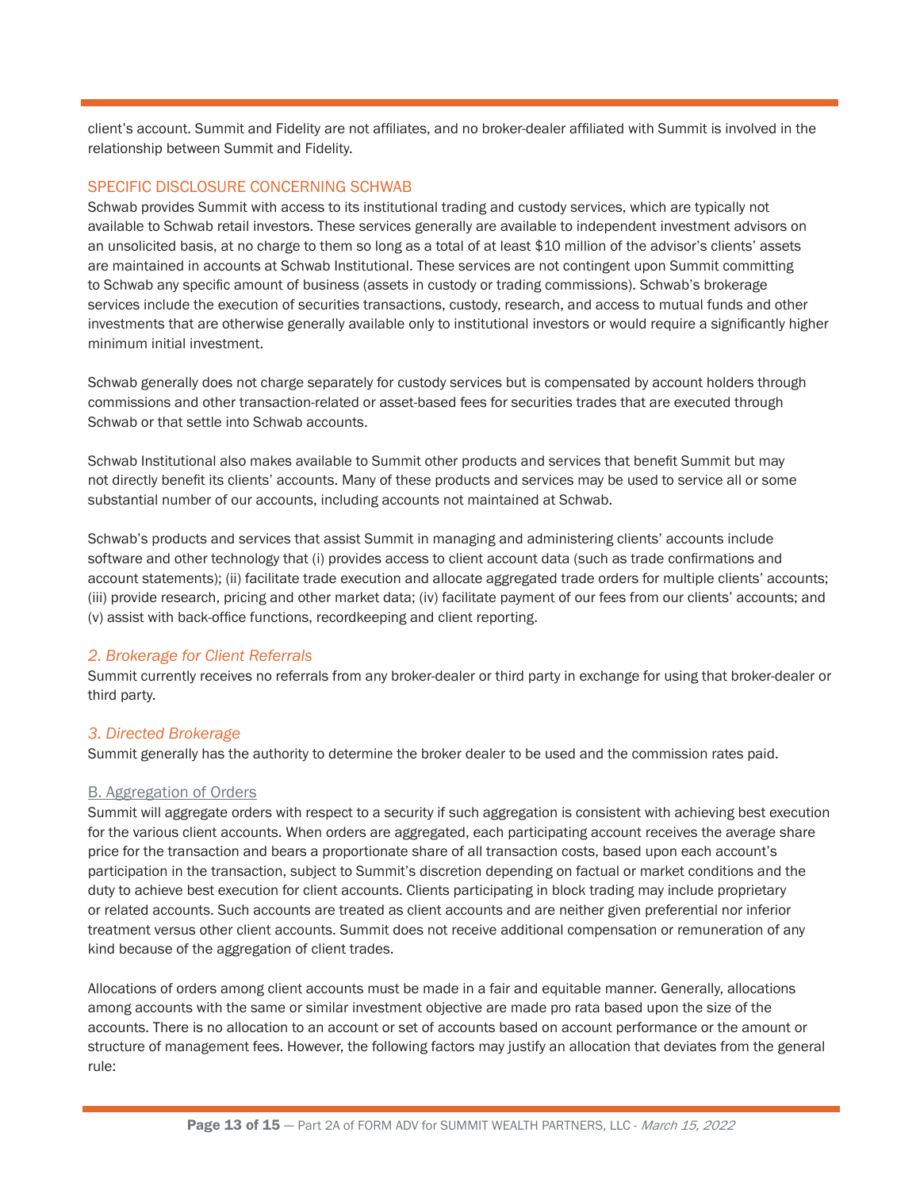client's account. Summit and Fidelity are not affiliates, and no broker-dealer affiliated with Summit is involved in the relationship between Summit and Fidelity.

### SPECIFIC DISCLOSURE CONCERNING SCHWAB

Schwab provides Summit with access to its institutional trading and custody services, which are typically not available to Schwab retail investors. These services generally are available to independent investment advisors on an unsolicited basis, at no charge to them so long as a total of at least $10 million of the advisor's clients' assets are maintained in accounts at Schwab Institutional. These services are not contingent upon Summit committing to Schwab any specific amount of business (assets in custody or trading commissions). Schwab's brokerage services include the execution of securities transactions, custody, research, and access to mutual funds and other investments that are otherwise generally available only to institutional investors or would require a significantly higher minimum initial investment.

Schwab generally does not charge separately for custody services but is compensated by account holders through commissions and other transaction-related or asset-based fees for securities trades that are executed through Schwab or that settle into Schwab accounts.

Schwab Institutional also makes available to Summit other products and services that benefit Summit but may not directly benefit its clients' accounts. Many of these products and services may be used to service all or some substantial number of our accounts, including accounts not maintained at Schwab.

Schwab's products and services that assist Summit in managing and administering clients' accounts include software and other technology that (i) provides access to client account data (such as trade confirmations and account statements); (ii) facilitate trade execution and allocate aggregated trade orders for multiple clients' accounts; (iii) provide research, pricing and other market data; (iv) facilitate payment of our fees from our clients' accounts; and (v) assist with back-office functions, recordkeeping and client reporting.

#### *2. Brokerage for Client Referrals*

Summit currently receives no referrals from any broker-dealer or third party in exchange for using that broker-dealer or third party.

#### *3. Directed Brokerage*

Summit generally has the authority to determine the broker dealer to be used and the commission rates paid.

### B. Aggregation of Orders

Summit will aggregate orders with respect to a security if such aggregation is consistent with achieving best execution for the various client accounts. When orders are aggregated, each participating account receives the average share price for the transaction and bears a proportionate share of all transaction costs, based upon each account's participation in the transaction, subject to Summit's discretion depending on factual or market conditions and the duty to achieve best execution for client accounts. Clients participating in block trading may include proprietary or related accounts. Such accounts are treated as client accounts and are neither given preferential nor inferior treatment versus other client accounts. Summit does not receive additional compensation or remuneration of any kind because of the aggregation of client trades.

Allocations of orders among client accounts must be made in a fair and equitable manner. Generally, allocations among accounts with the same or similar investment objective are made pro rata based upon the size of the accounts. There is no allocation to an account or set of accounts based on account performance or the amount or structure of management fees. However, the following factors may justify an allocation that deviates from the general rule: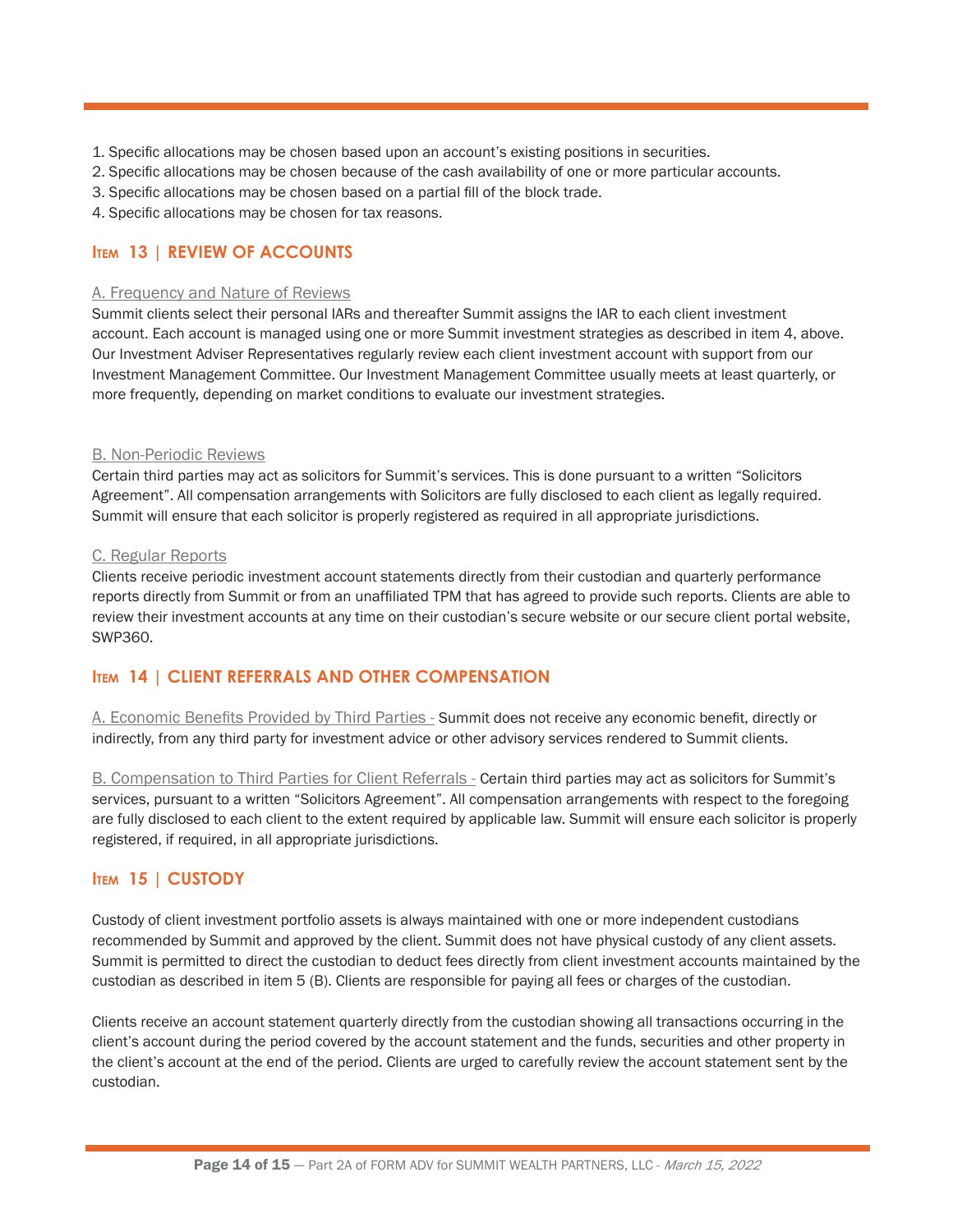1. Specific allocations may be chosen based upon an account's existing positions in securities.
2. Specific allocations may be chosen because of the cash availability of one or more particular accounts.
3. Specific allocations may be chosen based on a partial fill of the block trade.
4. Specific allocations may be chosen for tax reasons.

## Item 13 | REVIEW OF ACCOUNTS

A. Frequency and Nature of Reviews

Summit clients select their personal IARs and thereafter Summit assigns the IAR to each client investment account. Each account is managed using one or more Summit investment strategies as described in item 4, above. Our Investment Adviser Representatives regularly review each client investment account with support from our Investment Management Committee. Our Investment Management Committee usually meets at least quarterly, or more frequently, depending on market conditions to evaluate our investment strategies.

B. Non-Periodic Reviews

Certain third parties may act as solicitors for Summit's services. This is done pursuant to a written "Solicitors Agreement". All compensation arrangements with Solicitors are fully disclosed to each client as legally required. Summit will ensure that each solicitor is properly registered as required in all appropriate jurisdictions.

C. Regular Reports

Clients receive periodic investment account statements directly from their custodian and quarterly performance reports directly from Summit or from an unaffiliated TPM that has agreed to provide such reports. Clients are able to review their investment accounts at any time on their custodian's secure website or our secure client portal website, SWP360.

## Item 14 | CLIENT REFERRALS AND OTHER COMPENSATION

A. Economic Benefits Provided by Third Parties - Summit does not receive any economic benefit, directly or indirectly, from any third party for investment advice or other advisory services rendered to Summit clients.

B. Compensation to Third Parties for Client Referrals - Certain third parties may act as solicitors for Summit's services, pursuant to a written "Solicitors Agreement". All compensation arrangements with respect to the foregoing are fully disclosed to each client to the extent required by applicable law. Summit will ensure each solicitor is properly registered, if required, in all appropriate jurisdictions.

## Item 15 | CUSTODY

Custody of client investment portfolio assets is always maintained with one or more independent custodians recommended by Summit and approved by the client. Summit does not have physical custody of any client assets. Summit is permitted to direct the custodian to deduct fees directly from client investment accounts maintained by the custodian as described in item 5 (B). Clients are responsible for paying all fees or charges of the custodian.

Clients receive an account statement quarterly directly from the custodian showing all transactions occurring in the client's account during the period covered by the account statement and the funds, securities and other property in the client's account at the end of the period. Clients are urged to carefully review the account statement sent by the custodian.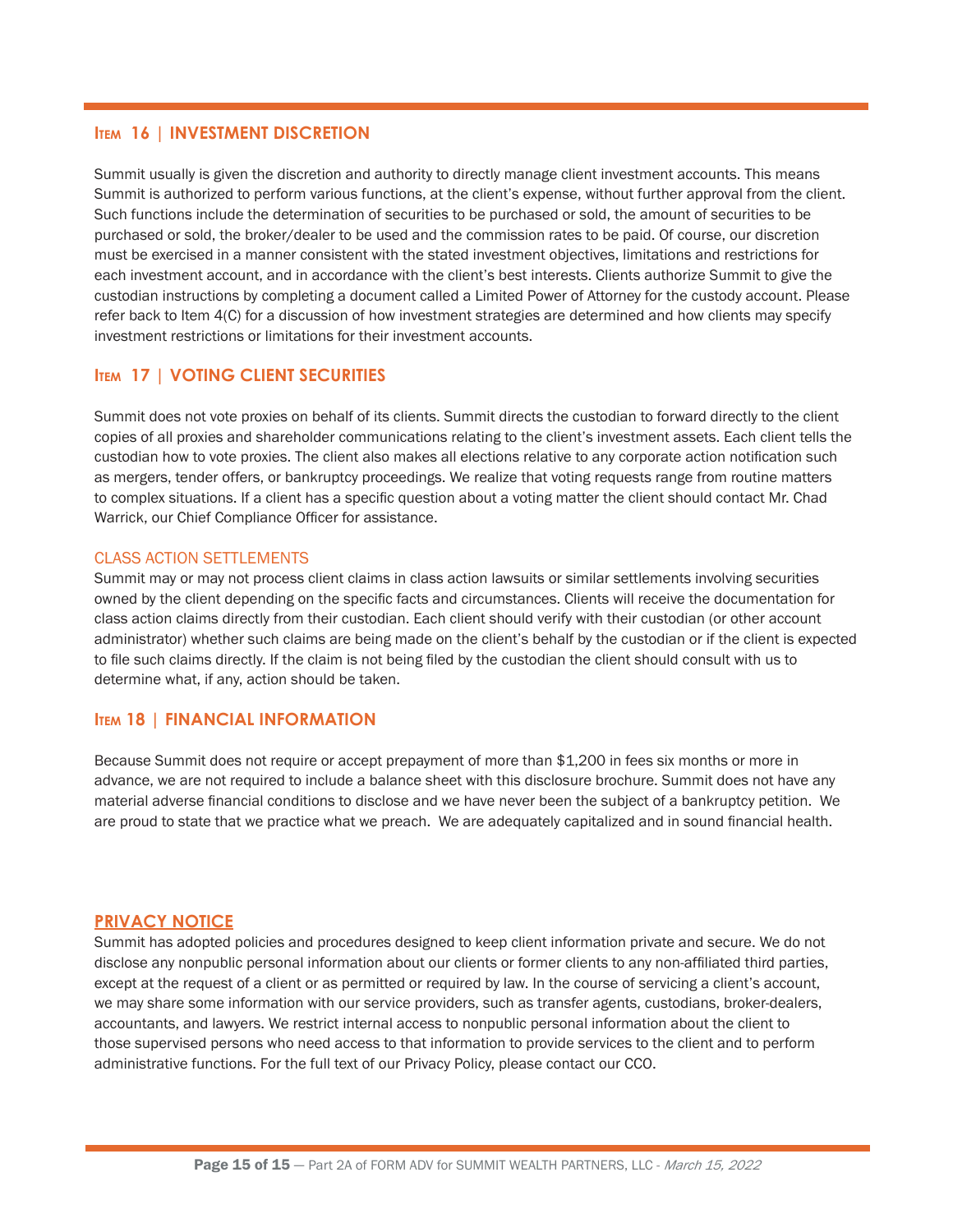## Item 16 | INVESTMENT DISCRETION

Summit usually is given the discretion and authority to directly manage client investment accounts. This means Summit is authorized to perform various functions, at the client's expense, without further approval from the client. Such functions include the determination of securities to be purchased or sold, the amount of securities to be purchased or sold, the broker/dealer to be used and the commission rates to be paid. Of course, our discretion must be exercised in a manner consistent with the stated investment objectives, limitations and restrictions for each investment account, and in accordance with the client's best interests. Clients authorize Summit to give the custodian instructions by completing a document called a Limited Power of Attorney for the custody account. Please refer back to Item 4(C) for a discussion of how investment strategies are determined and how clients may specify investment restrictions or limitations for their investment accounts.

## Item 17 | VOTING CLIENT SECURITIES

Summit does not vote proxies on behalf of its clients. Summit directs the custodian to forward directly to the client copies of all proxies and shareholder communications relating to the client's investment assets. Each client tells the custodian how to vote proxies. The client also makes all elections relative to any corporate action notification such as mergers, tender offers, or bankruptcy proceedings. We realize that voting requests range from routine matters to complex situations. If a client has a specific question about a voting matter the client should contact Mr. Chad Warrick, our Chief Compliance Officer for assistance.

### CLASS ACTION SETTLEMENTS

Summit may or may not process client claims in class action lawsuits or similar settlements involving securities owned by the client depending on the specific facts and circumstances. Clients will receive the documentation for class action claims directly from their custodian. Each client should verify with their custodian (or other account administrator) whether such claims are being made on the client's behalf by the custodian or if the client is expected to file such claims directly. If the claim is not being filed by the custodian the client should consult with us to determine what, if any, action should be taken.

## Item 18 | FINANCIAL INFORMATION

Because Summit does not require or accept prepayment of more than $1,200 in fees six months or more in advance, we are not required to include a balance sheet with this disclosure brochure. Summit does not have any material adverse financial conditions to disclose and we have never been the subject of a bankruptcy petition. We are proud to state that we practice what we preach. We are adequately capitalized and in sound financial health.

## PRIVACY NOTICE

Summit has adopted policies and procedures designed to keep client information private and secure. We do not disclose any nonpublic personal information about our clients or former clients to any non-affiliated third parties, except at the request of a client or as permitted or required by law. In the course of servicing a client's account, we may share some information with our service providers, such as transfer agents, custodians, broker-dealers, accountants, and lawyers. We restrict internal access to nonpublic personal information about the client to those supervised persons who need access to that information to provide services to the client and to perform administrative functions. For the full text of our Privacy Policy, please contact our CCO.